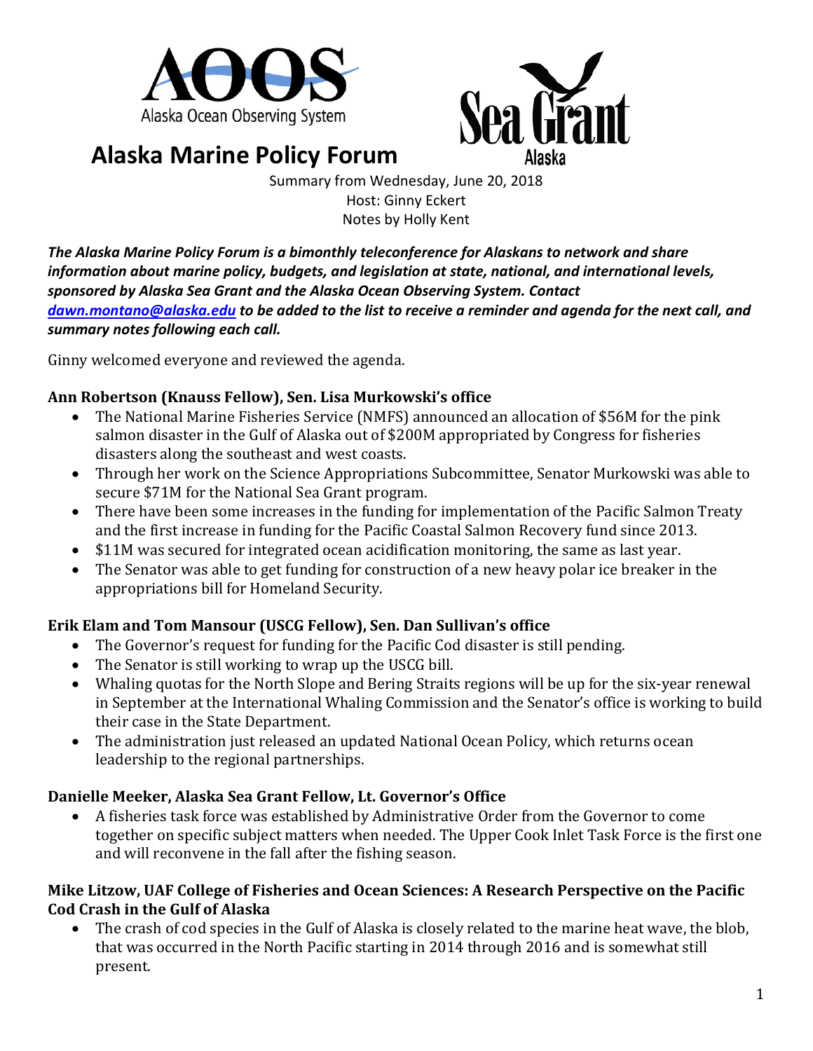# Alaska Marine Policy Forum

Summary from Wednesday, June 20, 2018
Host: Ginny Eckert
Notes by Holly Kent

***The Alaska Marine Policy Forum is a bimonthly teleconference for Alaskans to network and share information about marine policy, budgets, and legislation at state, national, and international levels, sponsored by Alaska Sea Grant and the Alaska Ocean Observing System. Contact [dawn.montano@alaska.edu](mailto:dawn.montano@alaska.edu) to be added to the list to receive a reminder and agenda for the next call, and summary notes following each call.***

Ginny welcomed everyone and reviewed the agenda.

**Ann Robertson (Knauss Fellow), Sen. Lisa Murkowski's office**

- The National Marine Fisheries Service (NMFS) announced an allocation of $56M for the pink salmon disaster in the Gulf of Alaska out of $200M appropriated by Congress for fisheries disasters along the southeast and west coasts.
- Through her work on the Science Appropriations Subcommittee, Senator Murkowski was able to secure $71M for the National Sea Grant program.
- There have been some increases in the funding for implementation of the Pacific Salmon Treaty and the first increase in funding for the Pacific Coastal Salmon Recovery fund since 2013.
- $11M was secured for integrated ocean acidification monitoring, the same as last year.
- The Senator was able to get funding for construction of a new heavy polar ice breaker in the appropriations bill for Homeland Security.

**Erik Elam and Tom Mansour (USCG Fellow), Sen. Dan Sullivan's office**

- The Governor's request for funding for the Pacific Cod disaster is still pending.
- The Senator is still working to wrap up the USCG bill.
- Whaling quotas for the North Slope and Bering Straits regions will be up for the six-year renewal in September at the International Whaling Commission and the Senator's office is working to build their case in the State Department.
- The administration just released an updated National Ocean Policy, which returns ocean leadership to the regional partnerships.

**Danielle Meeker, Alaska Sea Grant Fellow, Lt. Governor's Office**

- A fisheries task force was established by Administrative Order from the Governor to come together on specific subject matters when needed. The Upper Cook Inlet Task Force is the first one and will reconvene in the fall after the fishing season.

**Mike Litzow, UAF College of Fisheries and Ocean Sciences: A Research Perspective on the Pacific Cod Crash in the Gulf of Alaska**

- The crash of cod species in the Gulf of Alaska is closely related to the marine heat wave, the blob, that was occurred in the North Pacific starting in 2014 through 2016 and is somewhat still present.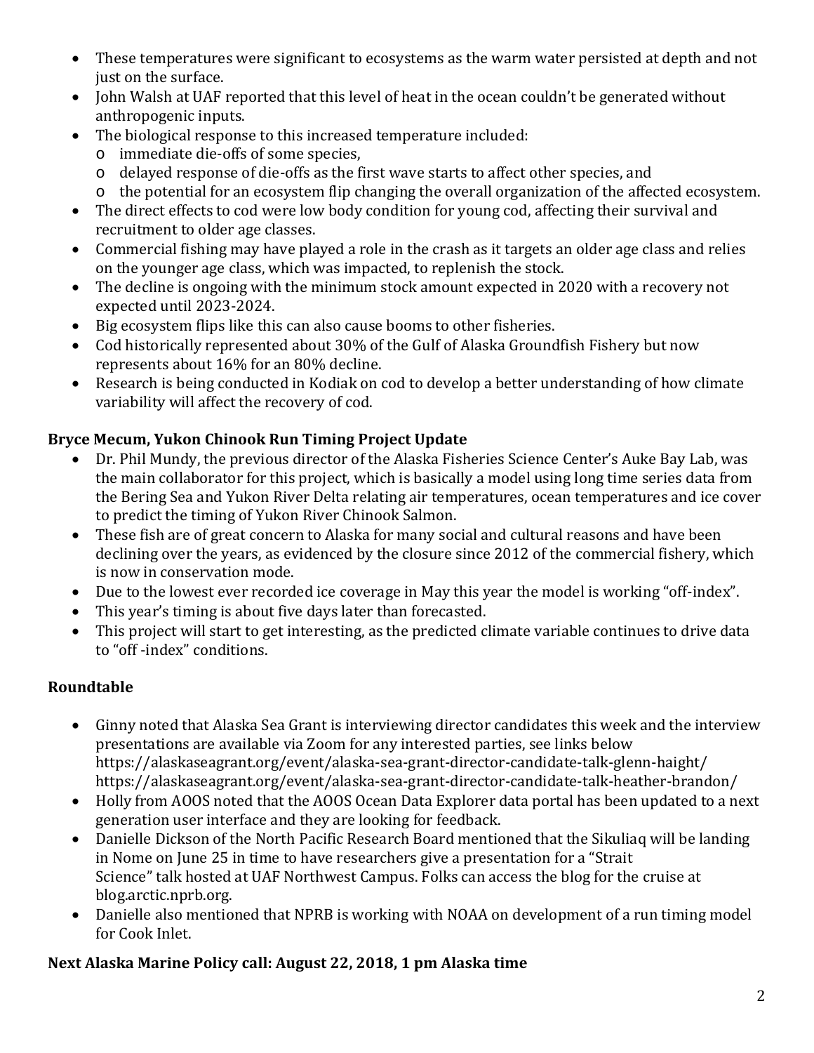- These temperatures were significant to ecosystems as the warm water persisted at depth and not just on the surface.
- John Walsh at UAF reported that this level of heat in the ocean couldn't be generated without anthropogenic inputs.
- The biological response to this increased temperature included:
  - immediate die-offs of some species,
  - delayed response of die-offs as the first wave starts to affect other species, and
  - the potential for an ecosystem flip changing the overall organization of the affected ecosystem.
- The direct effects to cod were low body condition for young cod, affecting their survival and recruitment to older age classes.
- Commercial fishing may have played a role in the crash as it targets an older age class and relies on the younger age class, which was impacted, to replenish the stock.
- The decline is ongoing with the minimum stock amount expected in 2020 with a recovery not expected until 2023-2024.
- Big ecosystem flips like this can also cause booms to other fisheries.
- Cod historically represented about 30% of the Gulf of Alaska Groundfish Fishery but now represents about 16% for an 80% decline.
- Research is being conducted in Kodiak on cod to develop a better understanding of how climate variability will affect the recovery of cod.

**Bryce Mecum, Yukon Chinook Run Timing Project Update**

- Dr. Phil Mundy, the previous director of the Alaska Fisheries Science Center's Auke Bay Lab, was the main collaborator for this project, which is basically a model using long time series data from the Bering Sea and Yukon River Delta relating air temperatures, ocean temperatures and ice cover to predict the timing of Yukon River Chinook Salmon.
- These fish are of great concern to Alaska for many social and cultural reasons and have been declining over the years, as evidenced by the closure since 2012 of the commercial fishery, which is now in conservation mode.
- Due to the lowest ever recorded ice coverage in May this year the model is working "off-index".
- This year's timing is about five days later than forecasted.
- This project will start to get interesting, as the predicted climate variable continues to drive data to "off -index" conditions.

**Roundtable**

- Ginny noted that Alaska Sea Grant is interviewing director candidates this week and the interview presentations are available via Zoom for any interested parties, see links below https://alaskaseagrant.org/event/alaska-sea-grant-director-candidate-talk-glenn-haight/ https://alaskaseagrant.org/event/alaska-sea-grant-director-candidate-talk-heather-brandon/
- Holly from AOOS noted that the AOOS Ocean Data Explorer data portal has been updated to a next generation user interface and they are looking for feedback.
- Danielle Dickson of the North Pacific Research Board mentioned that the Sikuliaq will be landing in Nome on June 25 in time to have researchers give a presentation for a "Strait Science" talk hosted at UAF Northwest Campus. Folks can access the blog for the cruise at blog.arctic.nprb.org.
- Danielle also mentioned that NPRB is working with NOAA on development of a run timing model for Cook Inlet.

**Next Alaska Marine Policy call: August 22, 2018, 1 pm Alaska time**